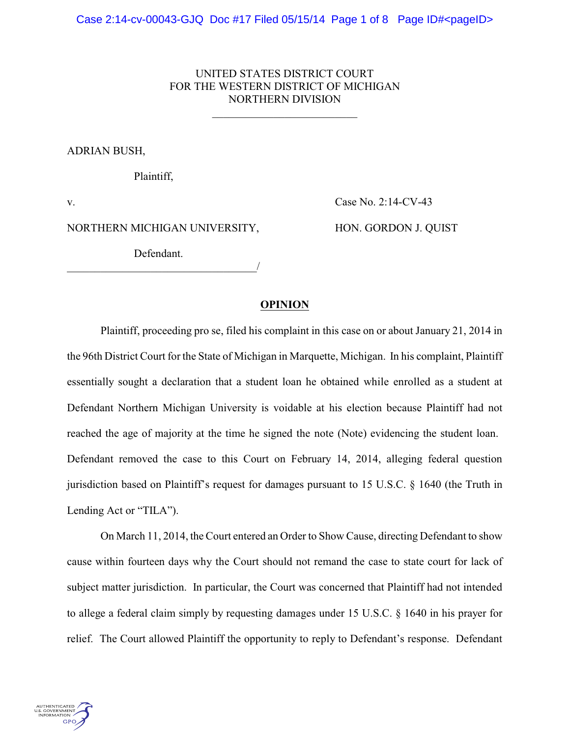UNITED STATES DISTRICT COURT
FOR THE WESTERN DISTRICT OF MICHIGAN
NORTHERN DIVISION

______________________

ADRIAN BUSH,

Plaintiff,

v.

Case No. 2:14-CV-43

NORTHERN MICHIGAN UNIVERSITY,

HON. GORDON J. QUIST

Defendant.
______________________________/

## OPINION

Plaintiff, proceeding pro se, filed his complaint in this case on or about January 21, 2014 in the 96th District Court for the State of Michigan in Marquette, Michigan. In his complaint, Plaintiff essentially sought a declaration that a student loan he obtained while enrolled as a student at Defendant Northern Michigan University is voidable at his election because Plaintiff had not reached the age of majority at the time he signed the note (Note) evidencing the student loan. Defendant removed the case to this Court on February 14, 2014, alleging federal question jurisdiction based on Plaintiff's request for damages pursuant to 15 U.S.C. § 1640 (the Truth in Lending Act or "TILA").

On March 11, 2014, the Court entered an Order to Show Cause, directing Defendant to show cause within fourteen days why the Court should not remand the case to state court for lack of subject matter jurisdiction. In particular, the Court was concerned that Plaintiff had not intended to allege a federal claim simply by requesting damages under 15 U.S.C. § 1640 in his prayer for relief. The Court allowed Plaintiff the opportunity to reply to Defendant's response. Defendant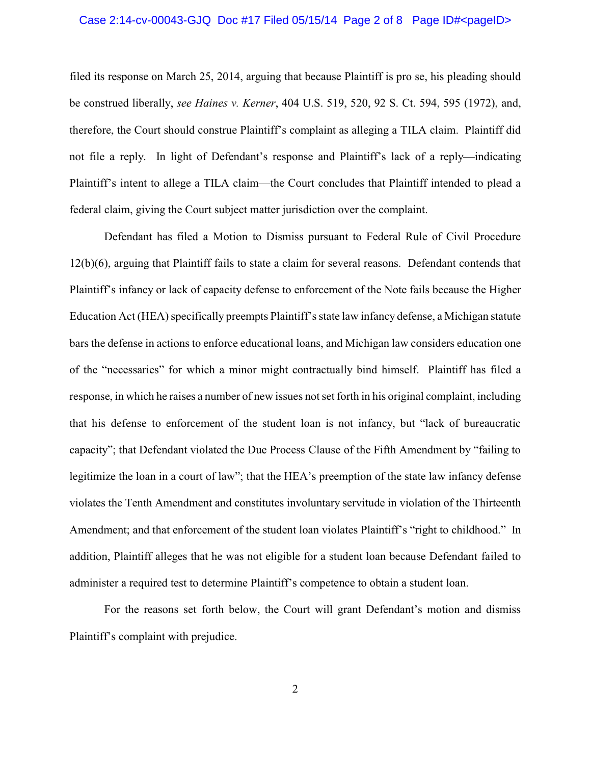filed its response on March 25, 2014, arguing that because Plaintiff is pro se, his pleading should be construed liberally, *see Haines v. Kerner*, 404 U.S. 519, 520, 92 S. Ct. 594, 595 (1972), and, therefore, the Court should construe Plaintiff's complaint as alleging a TILA claim. Plaintiff did not file a reply. In light of Defendant's response and Plaintiff's lack of a reply—indicating Plaintiff's intent to allege a TILA claim—the Court concludes that Plaintiff intended to plead a federal claim, giving the Court subject matter jurisdiction over the complaint.

Defendant has filed a Motion to Dismiss pursuant to Federal Rule of Civil Procedure 12(b)(6), arguing that Plaintiff fails to state a claim for several reasons. Defendant contends that Plaintiff's infancy or lack of capacity defense to enforcement of the Note fails because the Higher Education Act (HEA) specifically preempts Plaintiff's state law infancy defense, a Michigan statute bars the defense in actions to enforce educational loans, and Michigan law considers education one of the "necessaries" for which a minor might contractually bind himself. Plaintiff has filed a response, in which he raises a number of new issues not set forth in his original complaint, including that his defense to enforcement of the student loan is not infancy, but "lack of bureaucratic capacity"; that Defendant violated the Due Process Clause of the Fifth Amendment by "failing to legitimize the loan in a court of law"; that the HEA's preemption of the state law infancy defense violates the Tenth Amendment and constitutes involuntary servitude in violation of the Thirteenth Amendment; and that enforcement of the student loan violates Plaintiff's "right to childhood." In addition, Plaintiff alleges that he was not eligible for a student loan because Defendant failed to administer a required test to determine Plaintiff's competence to obtain a student loan.

For the reasons set forth below, the Court will grant Defendant's motion and dismiss Plaintiff's complaint with prejudice.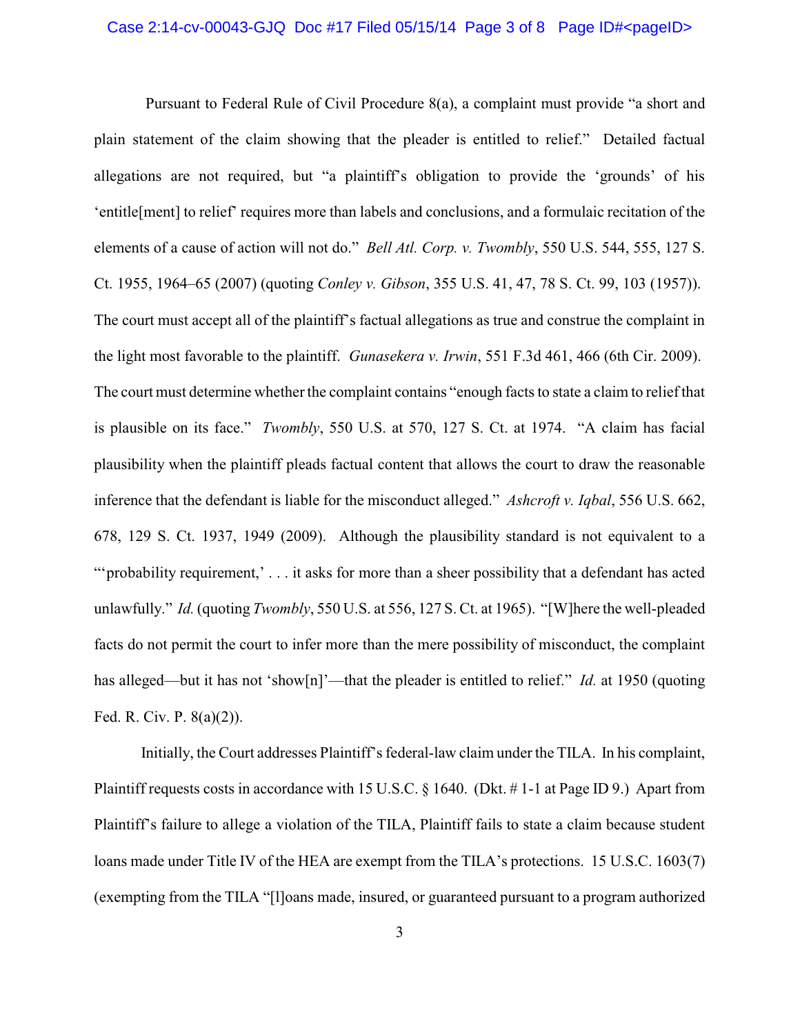Pursuant to Federal Rule of Civil Procedure 8(a), a complaint must provide "a short and plain statement of the claim showing that the pleader is entitled to relief." Detailed factual allegations are not required, but "a plaintiff's obligation to provide the 'grounds' of his 'entitle[ment] to relief' requires more than labels and conclusions, and a formulaic recitation of the elements of a cause of action will not do." *Bell Atl. Corp. v. Twombly*, 550 U.S. 544, 555, 127 S. Ct. 1955, 1964–65 (2007) (quoting *Conley v. Gibson*, 355 U.S. 41, 47, 78 S. Ct. 99, 103 (1957)). The court must accept all of the plaintiff's factual allegations as true and construe the complaint in the light most favorable to the plaintiff. *Gunasekera v. Irwin*, 551 F.3d 461, 466 (6th Cir. 2009). The court must determine whether the complaint contains "enough facts to state a claim to relief that is plausible on its face." *Twombly*, 550 U.S. at 570, 127 S. Ct. at 1974. "A claim has facial plausibility when the plaintiff pleads factual content that allows the court to draw the reasonable inference that the defendant is liable for the misconduct alleged." *Ashcroft v. Iqbal*, 556 U.S. 662, 678, 129 S. Ct. 1937, 1949 (2009). Although the plausibility standard is not equivalent to a "'probability requirement,' . . . it asks for more than a sheer possibility that a defendant has acted unlawfully." *Id.* (quoting *Twombly*, 550 U.S. at 556, 127 S. Ct. at 1965). "[W]here the well-pleaded facts do not permit the court to infer more than the mere possibility of misconduct, the complaint has alleged—but it has not 'show[n]'—that the pleader is entitled to relief." *Id.* at 1950 (quoting Fed. R. Civ. P. 8(a)(2)).

Initially, the Court addresses Plaintiff's federal-law claim under the TILA. In his complaint, Plaintiff requests costs in accordance with 15 U.S.C. § 1640. (Dkt. # 1-1 at Page ID 9.) Apart from Plaintiff's failure to allege a violation of the TILA, Plaintiff fails to state a claim because student loans made under Title IV of the HEA are exempt from the TILA's protections. 15 U.S.C. 1603(7) (exempting from the TILA "[l]oans made, insured, or guaranteed pursuant to a program authorized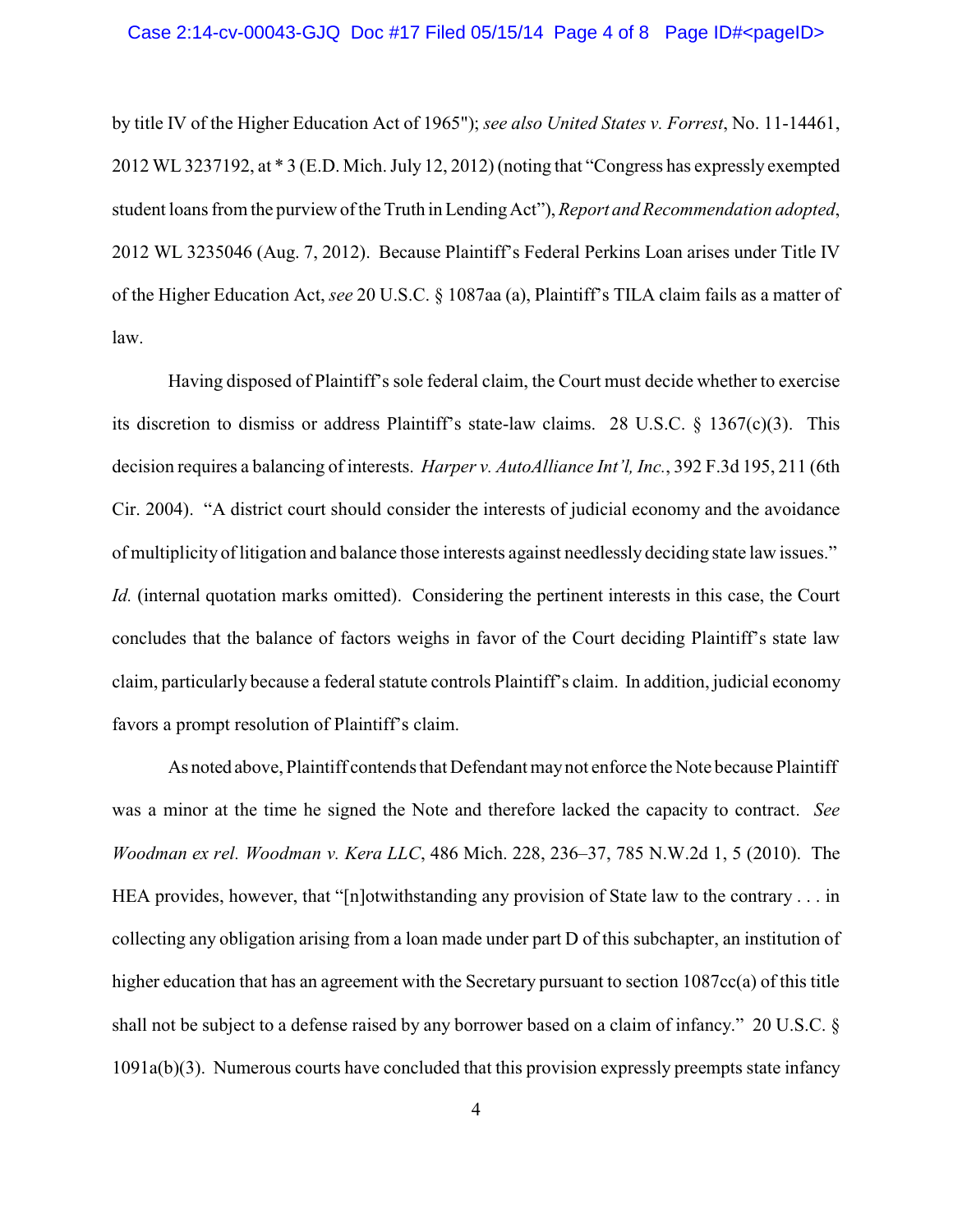by title IV of the Higher Education Act of 1965"); *see also United States v. Forrest*, No. 11-14461, 2012 WL 3237192, at * 3 (E.D. Mich. July 12, 2012) (noting that "Congress has expressly exempted student loans from the purview of the Truth in Lending Act"), *Report and Recommendation adopted*, 2012 WL 3235046 (Aug. 7, 2012). Because Plaintiff's Federal Perkins Loan arises under Title IV of the Higher Education Act, *see* 20 U.S.C. § 1087aa (a), Plaintiff's TILA claim fails as a matter of law.

Having disposed of Plaintiff's sole federal claim, the Court must decide whether to exercise its discretion to dismiss or address Plaintiff's state-law claims. 28 U.S.C. § 1367(c)(3). This decision requires a balancing of interests. *Harper v. AutoAlliance Int'l, Inc.*, 392 F.3d 195, 211 (6th Cir. 2004). "A district court should consider the interests of judicial economy and the avoidance of multiplicity of litigation and balance those interests against needlessly deciding state law issues." *Id.* (internal quotation marks omitted). Considering the pertinent interests in this case, the Court concludes that the balance of factors weighs in favor of the Court deciding Plaintiff's state law claim, particularly because a federal statute controls Plaintiff's claim. In addition, judicial economy favors a prompt resolution of Plaintiff's claim.

As noted above, Plaintiff contends that Defendant may not enforce the Note because Plaintiff was a minor at the time he signed the Note and therefore lacked the capacity to contract. *See Woodman ex rel. Woodman v. Kera LLC*, 486 Mich. 228, 236–37, 785 N.W.2d 1, 5 (2010). The HEA provides, however, that "[n]otwithstanding any provision of State law to the contrary . . . in collecting any obligation arising from a loan made under part D of this subchapter, an institution of higher education that has an agreement with the Secretary pursuant to section 1087cc(a) of this title shall not be subject to a defense raised by any borrower based on a claim of infancy." 20 U.S.C. § 1091a(b)(3). Numerous courts have concluded that this provision expressly preempts state infancy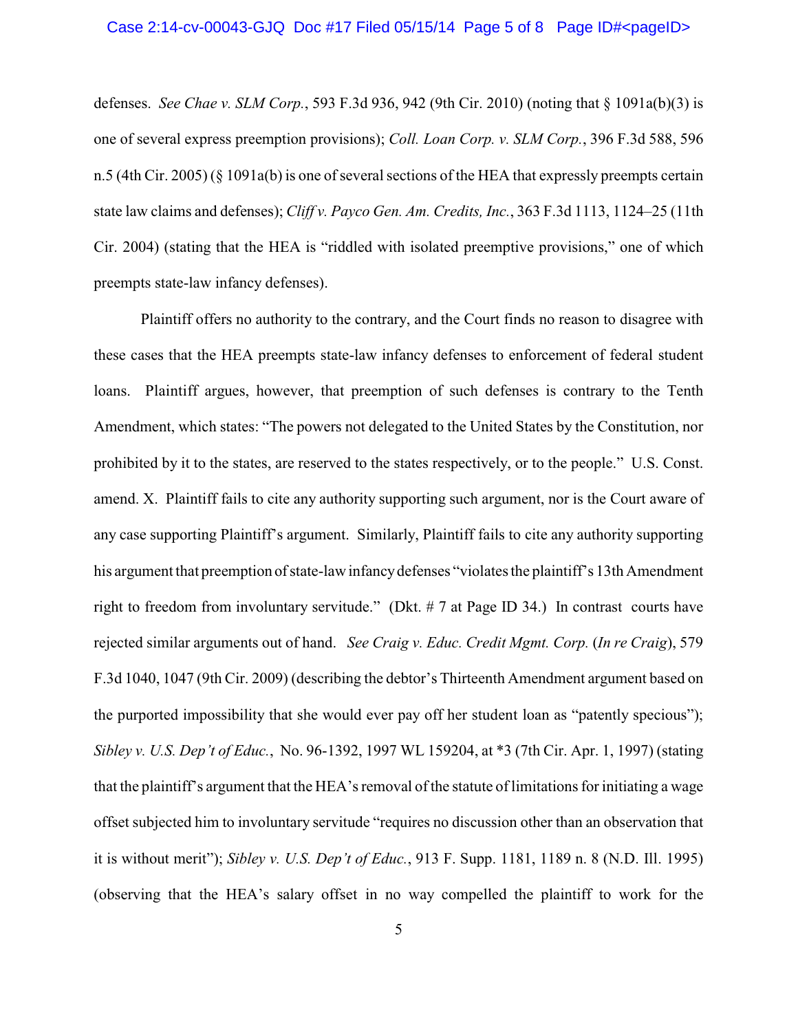defenses. *See Chae v. SLM Corp.*, 593 F.3d 936, 942 (9th Cir. 2010) (noting that § 1091a(b)(3) is one of several express preemption provisions); *Coll. Loan Corp. v. SLM Corp.*, 396 F.3d 588, 596 n.5 (4th Cir. 2005) (§ 1091a(b) is one of several sections of the HEA that expressly preempts certain state law claims and defenses); *Cliff v. Payco Gen. Am. Credits, Inc.*, 363 F.3d 1113, 1124–25 (11th Cir. 2004) (stating that the HEA is "riddled with isolated preemptive provisions," one of which preempts state-law infancy defenses).

Plaintiff offers no authority to the contrary, and the Court finds no reason to disagree with these cases that the HEA preempts state-law infancy defenses to enforcement of federal student loans. Plaintiff argues, however, that preemption of such defenses is contrary to the Tenth Amendment, which states: "The powers not delegated to the United States by the Constitution, nor prohibited by it to the states, are reserved to the states respectively, or to the people." U.S. Const. amend. X. Plaintiff fails to cite any authority supporting such argument, nor is the Court aware of any case supporting Plaintiff's argument. Similarly, Plaintiff fails to cite any authority supporting his argument that preemption of state-law infancy defenses "violates the plaintiff's 13th Amendment right to freedom from involuntary servitude." (Dkt. # 7 at Page ID 34.) In contrast courts have rejected similar arguments out of hand. *See Craig v. Educ. Credit Mgmt. Corp.* (*In re Craig*), 579 F.3d 1040, 1047 (9th Cir. 2009) (describing the debtor's Thirteenth Amendment argument based on the purported impossibility that she would ever pay off her student loan as "patently specious"); *Sibley v. U.S. Dep't of Educ.*, No. 96-1392, 1997 WL 159204, at *3 (7th Cir. Apr. 1, 1997) (stating that the plaintiff's argument that the HEA's removal of the statute of limitations for initiating a wage offset subjected him to involuntary servitude "requires no discussion other than an observation that it is without merit"); *Sibley v. U.S. Dep't of Educ.*, 913 F. Supp. 1181, 1189 n. 8 (N.D. Ill. 1995) (observing that the HEA's salary offset in no way compelled the plaintiff to work for the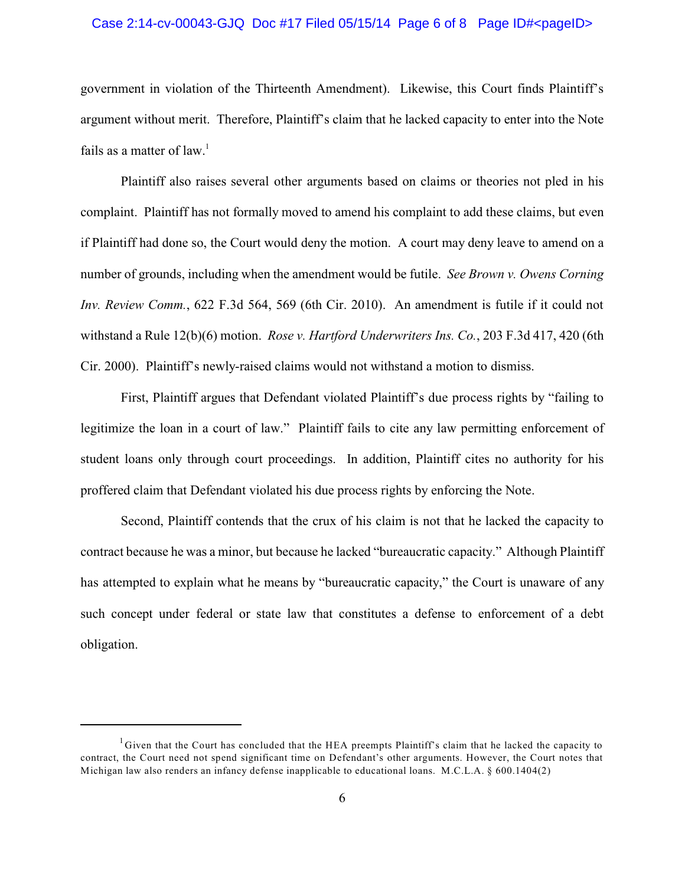government in violation of the Thirteenth Amendment). Likewise, this Court finds Plaintiff's argument without merit. Therefore, Plaintiff's claim that he lacked capacity to enter into the Note fails as a matter of law.[1]

Plaintiff also raises several other arguments based on claims or theories not pled in his complaint. Plaintiff has not formally moved to amend his complaint to add these claims, but even if Plaintiff had done so, the Court would deny the motion. A court may deny leave to amend on a number of grounds, including when the amendment would be futile. *See Brown v. Owens Corning Inv. Review Comm.*, 622 F.3d 564, 569 (6th Cir. 2010). An amendment is futile if it could not withstand a Rule 12(b)(6) motion. *Rose v. Hartford Underwriters Ins. Co.*, 203 F.3d 417, 420 (6th Cir. 2000). Plaintiff's newly-raised claims would not withstand a motion to dismiss.

First, Plaintiff argues that Defendant violated Plaintiff's due process rights by "failing to legitimize the loan in a court of law." Plaintiff fails to cite any law permitting enforcement of student loans only through court proceedings. In addition, Plaintiff cites no authority for his proffered claim that Defendant violated his due process rights by enforcing the Note.

Second, Plaintiff contends that the crux of his claim is not that he lacked the capacity to contract because he was a minor, but because he lacked "bureaucratic capacity." Although Plaintiff has attempted to explain what he means by "bureaucratic capacity," the Court is unaware of any such concept under federal or state law that constitutes a defense to enforcement of a debt obligation.

---

[1] Given that the Court has concluded that the HEA preempts Plaintiff's claim that he lacked the capacity to contract, the Court need not spend significant time on Defendant's other arguments. However, the Court notes that Michigan law also renders an infancy defense inapplicable to educational loans. M.C.L.A. § 600.1404(2)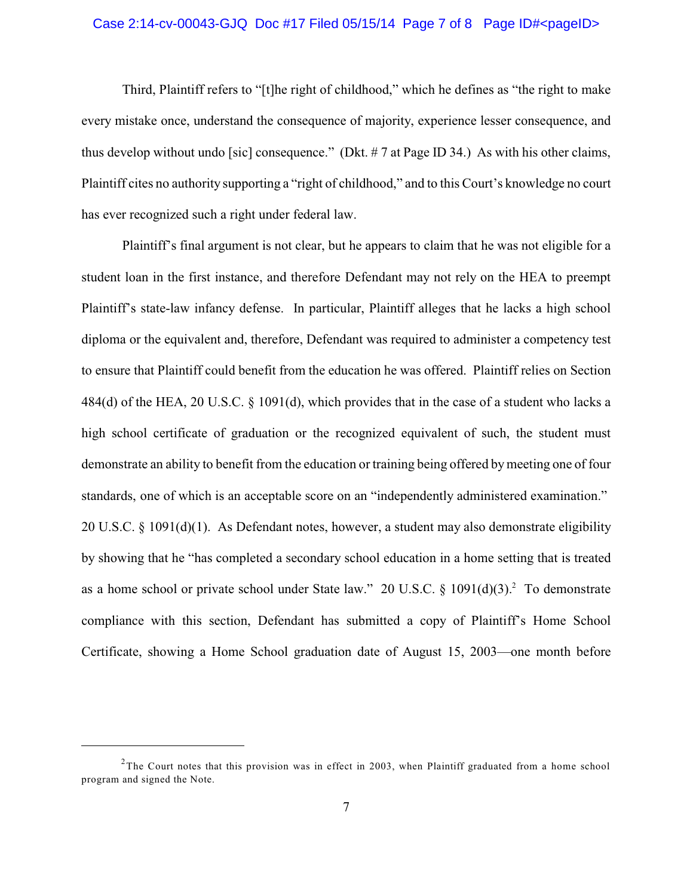Third, Plaintiff refers to "[t]he right of childhood," which he defines as "the right to make every mistake once, understand the consequence of majority, experience lesser consequence, and thus develop without undo [sic] consequence." (Dkt. # 7 at Page ID 34.) As with his other claims, Plaintiff cites no authority supporting a "right of childhood," and to this Court's knowledge no court has ever recognized such a right under federal law.

Plaintiff's final argument is not clear, but he appears to claim that he was not eligible for a student loan in the first instance, and therefore Defendant may not rely on the HEA to preempt Plaintiff's state-law infancy defense. In particular, Plaintiff alleges that he lacks a high school diploma or the equivalent and, therefore, Defendant was required to administer a competency test to ensure that Plaintiff could benefit from the education he was offered. Plaintiff relies on Section 484(d) of the HEA, 20 U.S.C. § 1091(d), which provides that in the case of a student who lacks a high school certificate of graduation or the recognized equivalent of such, the student must demonstrate an ability to benefit from the education or training being offered by meeting one of four standards, one of which is an acceptable score on an "independently administered examination." 20 U.S.C. § 1091(d)(1). As Defendant notes, however, a student may also demonstrate eligibility by showing that he "has completed a secondary school education in a home setting that is treated as a home school or private school under State law." 20 U.S.C. § 1091(d)(3).[2] To demonstrate compliance with this section, Defendant has submitted a copy of Plaintiff's Home School Certificate, showing a Home School graduation date of August 15, 2003—one month before

---

[2] The Court notes that this provision was in effect in 2003, when Plaintiff graduated from a home school program and signed the Note.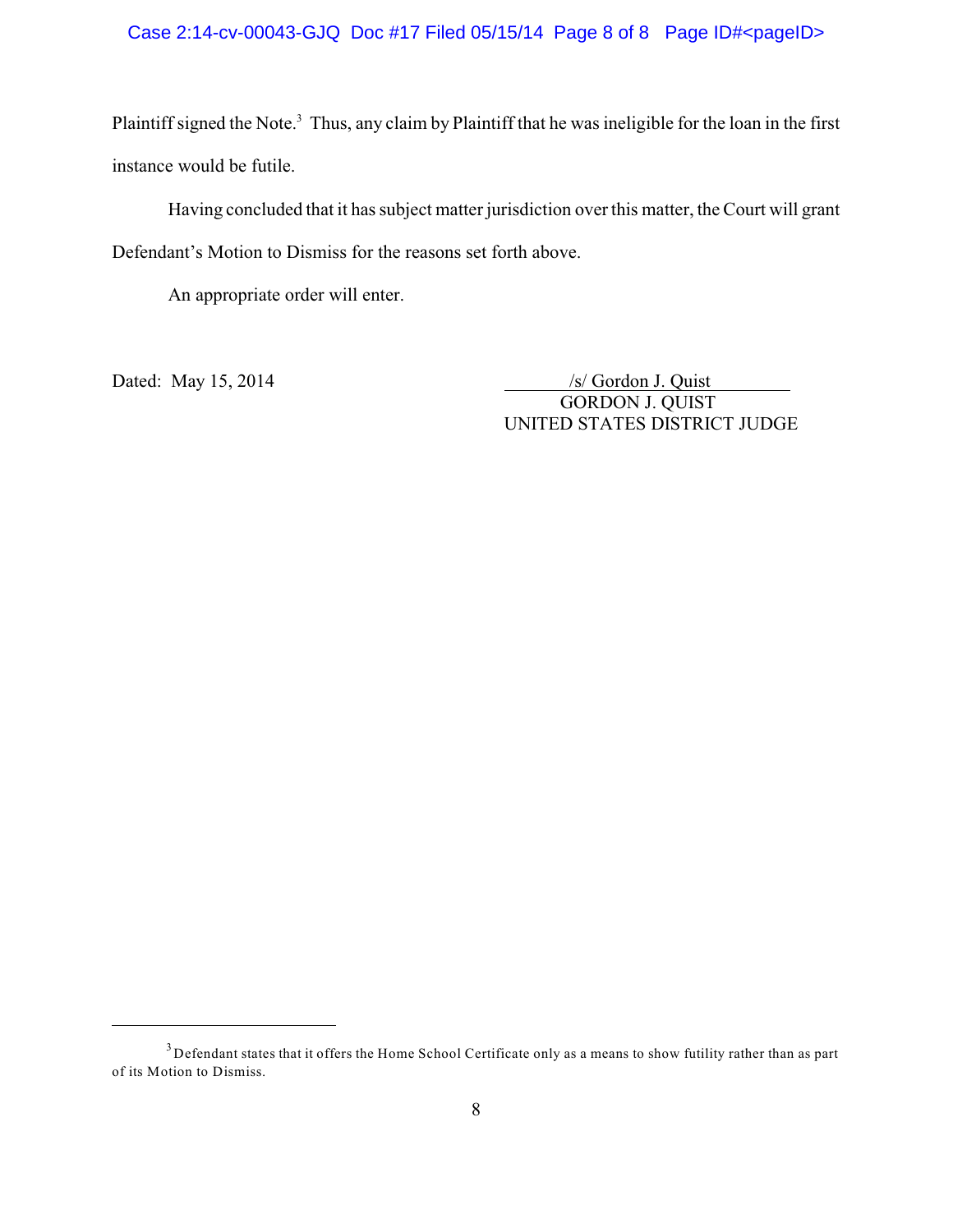Plaintiff signed the Note.[3] Thus, any claim by Plaintiff that he was ineligible for the loan in the first instance would be futile.

Having concluded that it has subject matter jurisdiction over this matter, the Court will grant Defendant's Motion to Dismiss for the reasons set forth above.

An appropriate order will enter.

Dated: May 15, 2014

/s/ Gordon J. Quist
GORDON J. QUIST
UNITED STATES DISTRICT JUDGE

---

[3] Defendant states that it offers the Home School Certificate only as a means to show futility rather than as part of its Motion to Dismiss.